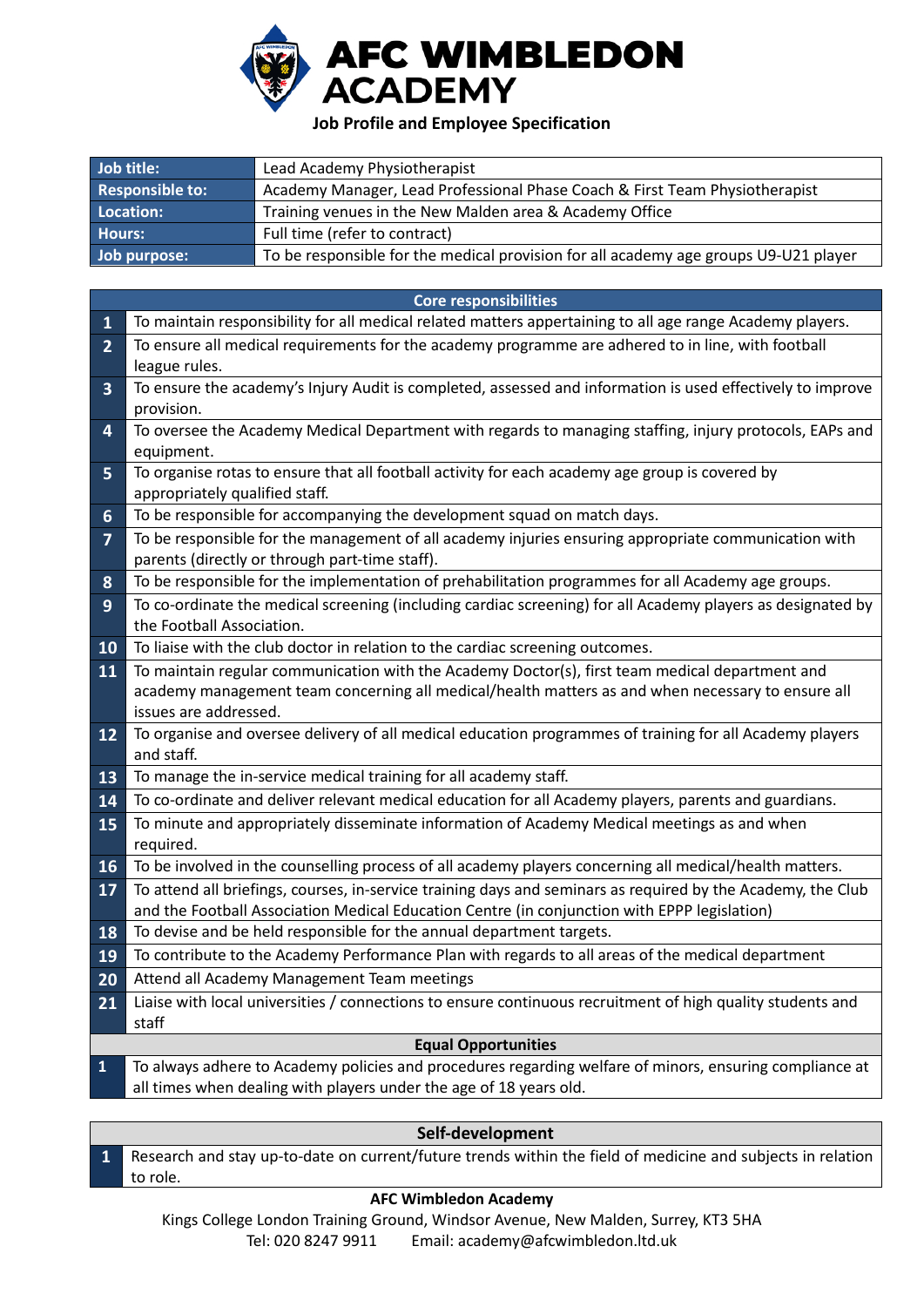# AFC WIMBLEDON ACADEMY

**Job Profile and Employee Specification**

| | |
|---|---|
| **Job title:** | Lead Academy Physiotherapist |
| **Responsible to:** | Academy Manager, Lead Professional Phase Coach & First Team Physiotherapist |
| **Location:** | Training venues in the New Malden area & Academy Office |
| **Hours:** | Full time (refer to contract) |
| **Job purpose:** | To be responsible for the medical provision for all academy age groups U9-U21 player |

| | **Core responsibilities** |
|---|---|
| **1** | To maintain responsibility for all medical related matters appertaining to all age range Academy players. |
| **2** | To ensure all medical requirements for the academy programme are adhered to in line, with football league rules. |
| **3** | To ensure the academy's Injury Audit is completed, assessed and information is used effectively to improve provision. |
| **4** | To oversee the Academy Medical Department with regards to managing staffing, injury protocols, EAPs and equipment. |
| **5** | To organise rotas to ensure that all football activity for each academy age group is covered by appropriately qualified staff. |
| **6** | To be responsible for accompanying the development squad on match days. |
| **7** | To be responsible for the management of all academy injuries ensuring appropriate communication with parents (directly or through part-time staff). |
| **8** | To be responsible for the implementation of prehabilitation programmes for all Academy age groups. |
| **9** | To co-ordinate the medical screening (including cardiac screening) for all Academy players as designated by the Football Association. |
| **10** | To liaise with the club doctor in relation to the cardiac screening outcomes. |
| **11** | To maintain regular communication with the Academy Doctor(s), first team medical department and academy management team concerning all medical/health matters as and when necessary to ensure all issues are addressed. |
| **12** | To organise and oversee delivery of all medical education programmes of training for all Academy players and staff. |
| **13** | To manage the in-service medical training for all academy staff. |
| **14** | To co-ordinate and deliver relevant medical education for all Academy players, parents and guardians. |
| **15** | To minute and appropriately disseminate information of Academy Medical meetings as and when required. |
| **16** | To be involved in the counselling process of all academy players concerning all medical/health matters. |
| **17** | To attend all briefings, courses, in-service training days and seminars as required by the Academy, the Club and the Football Association Medical Education Centre (in conjunction with EPPP legislation) |
| **18** | To devise and be held responsible for the annual department targets. |
| **19** | To contribute to the Academy Performance Plan with regards to all areas of the medical department |
| **20** | Attend all Academy Management Team meetings |
| **21** | Liaise with local universities / connections to ensure continuous recruitment of high quality students and staff |
| | **Equal Opportunities** |
| **1** | To always adhere to Academy policies and procedures regarding welfare of minors, ensuring compliance at all times when dealing with players under the age of 18 years old. |

| | **Self-development** |
|---|---|
| **1** | Research and stay up-to-date on current/future trends within the field of medicine and subjects in relation to role. |

**AFC Wimbledon Academy**
Kings College London Training Ground, Windsor Avenue, New Malden, Surrey, KT3 5HA
Tel: 020 8247 9911 Email: academy@afcwimbledon.ltd.uk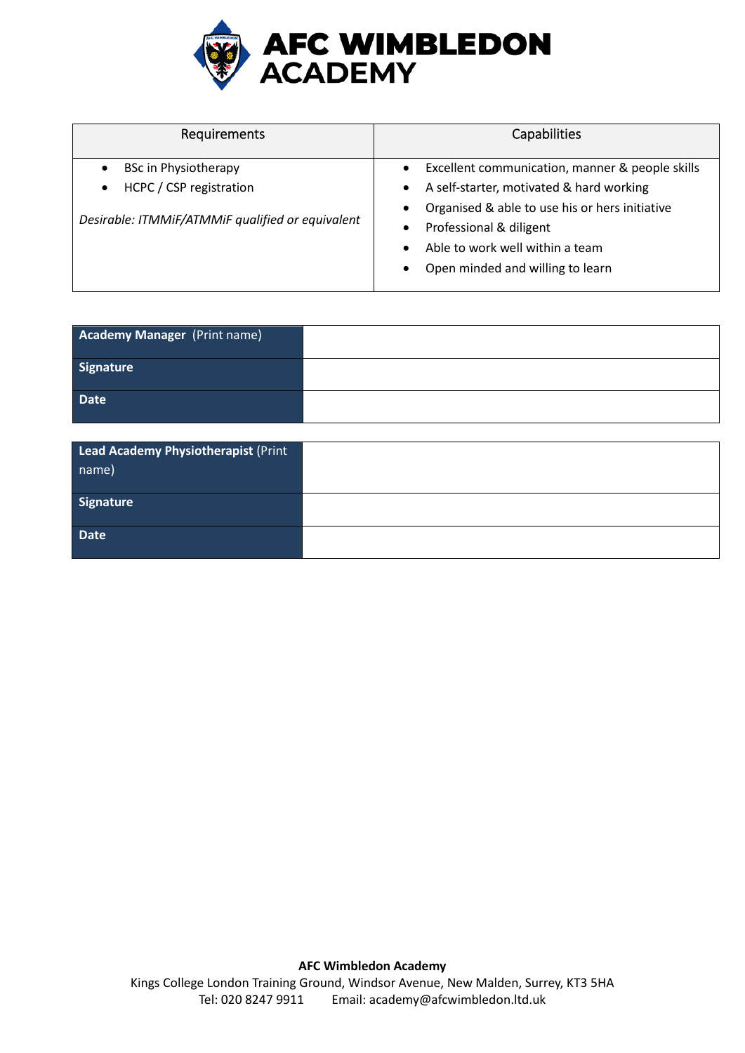# AFC WIMBLEDON ACADEMY

| Requirements | Capabilities |
| --- | --- |
| • BSc in Physiotherapy<br>• HCPC / CSP registration<br><br>*Desirable: ITMMiF/ATMMiF qualified or equivalent* | • Excellent communication, manner & people skills<br>• A self-starter, motivated & hard working<br>• Organised & able to use his or hers initiative<br>• Professional & diligent<br>• Able to work well within a team<br>• Open minded and willing to learn |

| | |
| --- | --- |
| **Academy Manager** (Print name) | |
| **Signature** | |
| **Date** | |

| | |
| --- | --- |
| **Lead Academy Physiotherapist** (Print name) | |
| **Signature** | |
| **Date** | |

**AFC Wimbledon Academy**
Kings College London Training Ground, Windsor Avenue, New Malden, Surrey, KT3 5HA
Tel: 020 8247 9911 Email: academy@afcwimbledon.ltd.uk